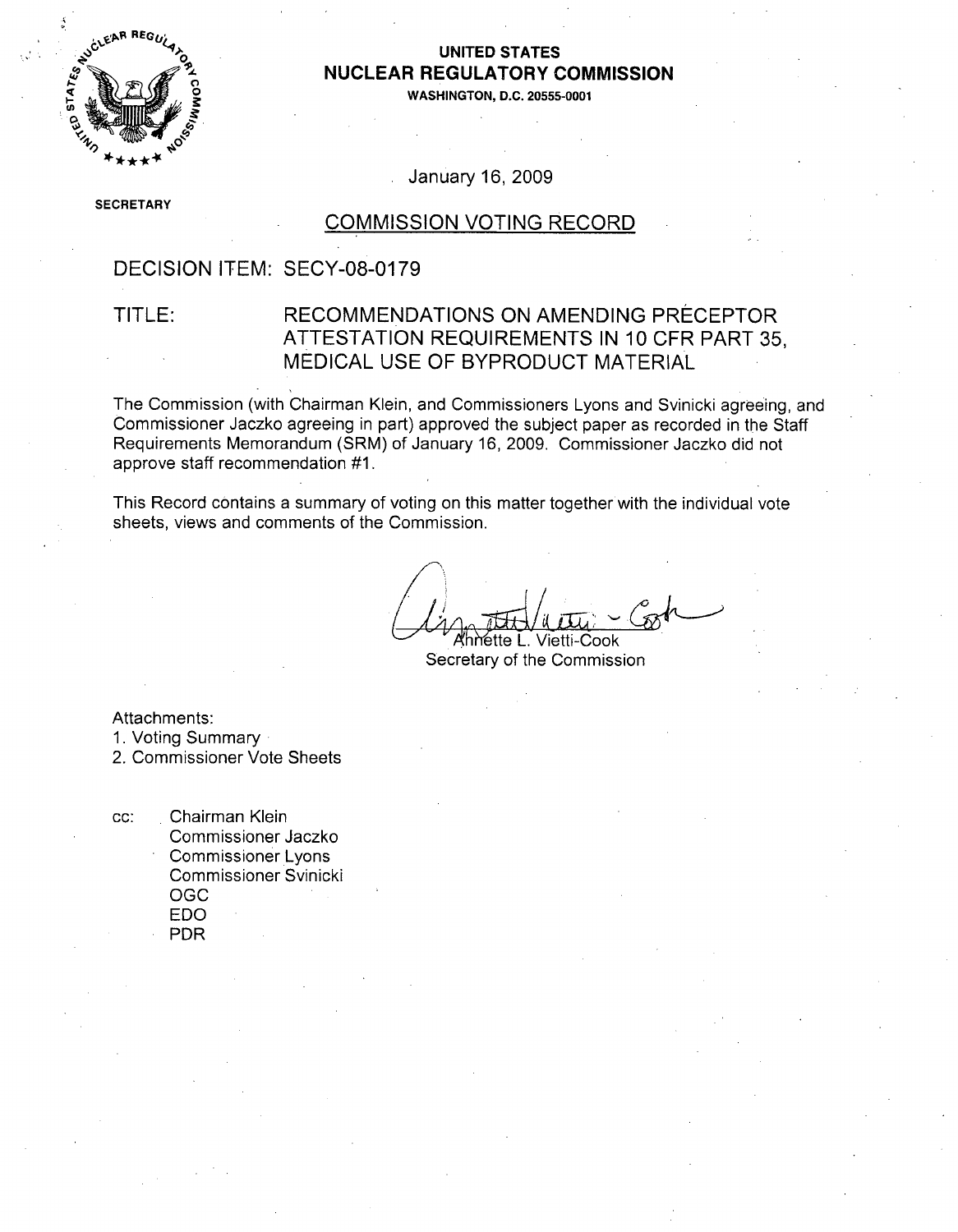# UNITED STATES
# NUCLEAR REGULATORY COMMISSION

WASHINGTON, D.C. 20555-0001

SECRETARY

January 16, 2009

## COMMISSION VOTING RECORD

DECISION ITEM: SECY-08-0179

TITLE: RECOMMENDATIONS ON AMENDING PRECEPTOR ATTESTATION REQUIREMENTS IN 10 CFR PART 35, MEDICAL USE OF BYPRODUCT MATERIAL

The Commission (with Chairman Klein, and Commissioners Lyons and Svinicki agreeing, and Commissioner Jaczko agreeing in part) approved the subject paper as recorded in the Staff Requirements Memorandum (SRM) of January 16, 2009. Commissioner Jaczko did not approve staff recommendation #1.

This Record contains a summary of voting on this matter together with the individual vote sheets, views and comments of the Commission.

Annette L. Vietti-Cook
Secretary of the Commission

Attachments:
1. Voting Summary
2. Commissioner Vote Sheets

cc: Chairman Klein
Commissioner Jaczko
Commissioner Lyons
Commissioner Svinicki
OGC
EDO
PDR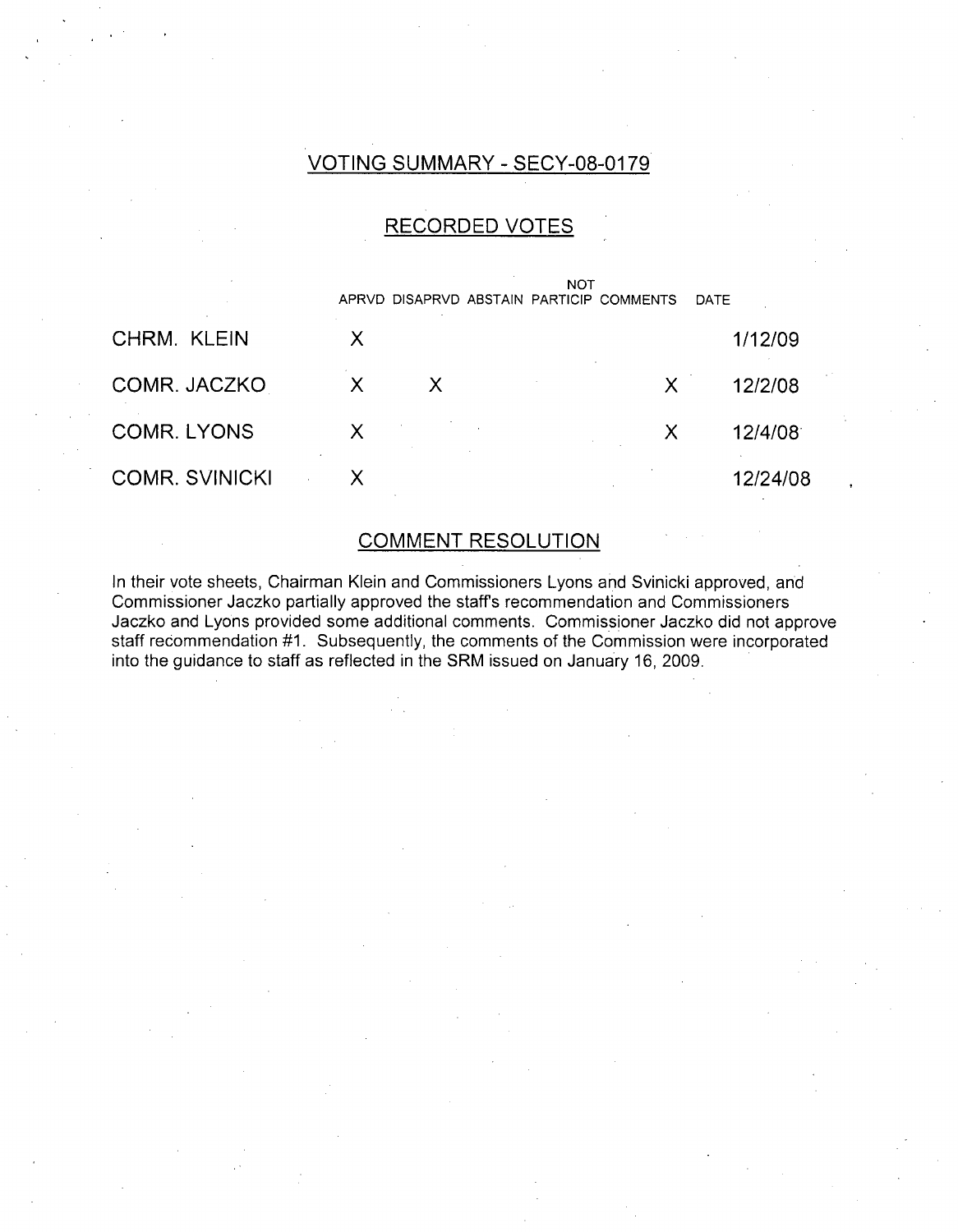## VOTING SUMMARY - SECY-08-0179

### RECORDED VOTES

| | APRVD | DISAPRVD | ABSTAIN | NOT PARTICIP | COMMENTS | DATE |
|---|---|---|---|---|---|---|
| CHRM. KLEIN | X | | | | | 1/12/09 |
| COMR. JACZKO | X | X | | | X | 12/2/08 |
| COMR. LYONS | X | | | | X | 12/4/08 |
| COMR. SVINICKI | X | | | | | 12/24/08 |

### COMMENT RESOLUTION

In their vote sheets, Chairman Klein and Commissioners Lyons and Svinicki approved, and Commissioner Jaczko partially approved the staff's recommendation and Commissioners Jaczko and Lyons provided some additional comments. Commissioner Jaczko did not approve staff recommendation #1. Subsequently, the comments of the Commission were incorporated into the guidance to staff as reflected in the SRM issued on January 16, 2009.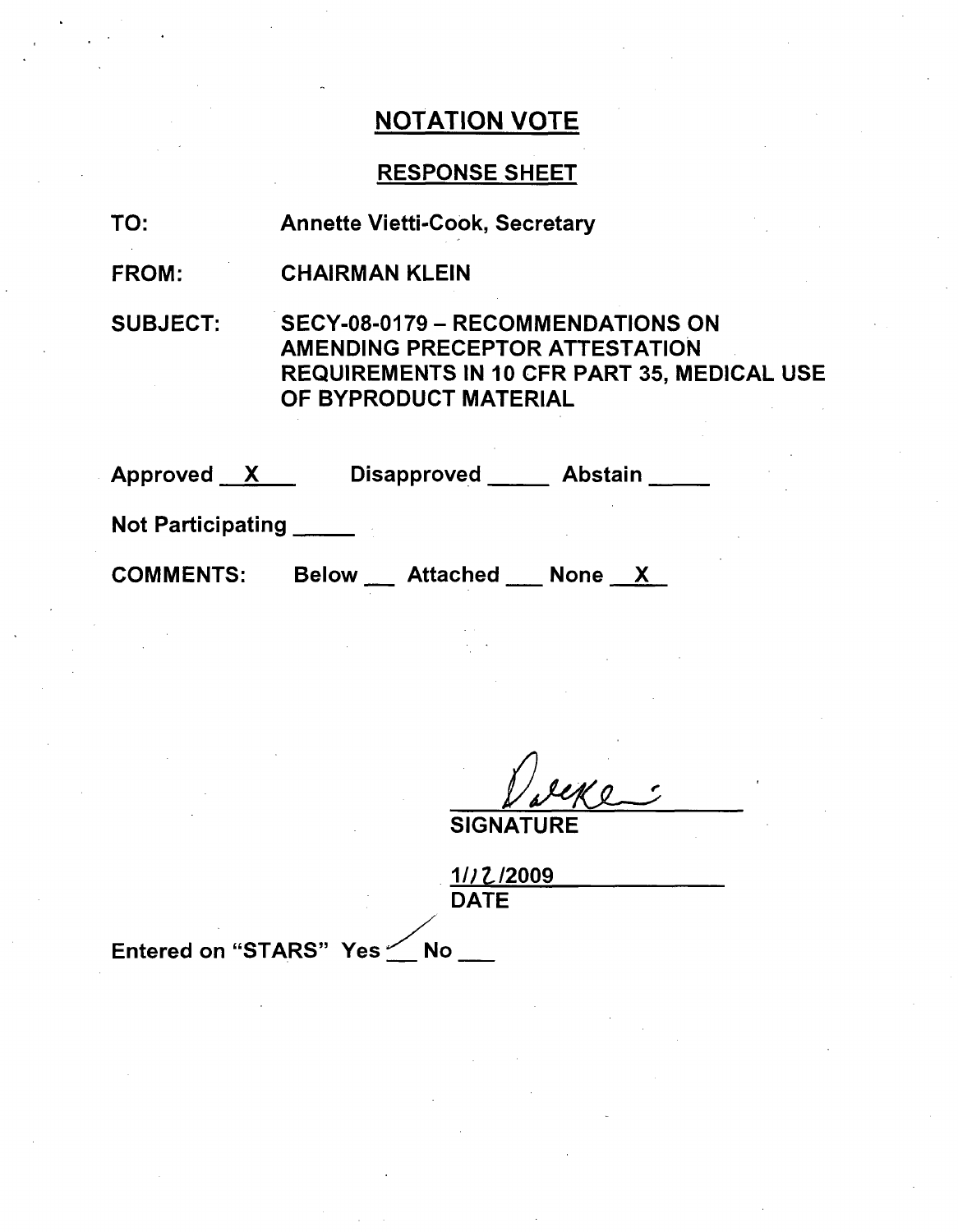# NOTATION VOTE

## RESPONSE SHEET

TO: Annette Vietti-Cook, Secretary

FROM: CHAIRMAN KLEIN

SUBJECT: SECY-08-0179 – RECOMMENDATIONS ON AMENDING PRECEPTOR ATTESTATION REQUIREMENTS IN 10 CFR PART 35, MEDICAL USE OF BYPRODUCT MATERIAL

Approved X Disapproved ____ Abstain ____

Not Participating ____

COMMENTS: Below ___ Attached ___ None X

SIGNATURE

1/12/2009

DATE

Entered on "STARS" Yes ✓ No ___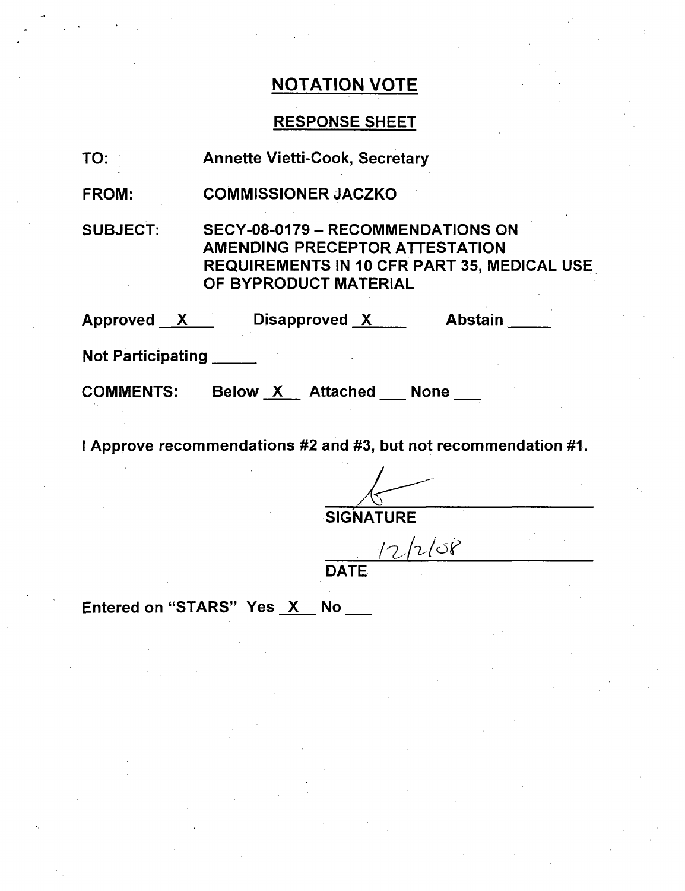## NOTATION VOTE

### RESPONSE SHEET

TO: Annette Vietti-Cook, Secretary

FROM: COMMISSIONER JACZKO

SUBJECT: SECY-08-0179 – RECOMMENDATIONS ON AMENDING PRECEPTOR ATTESTATION REQUIREMENTS IN 10 CFR PART 35, MEDICAL USE OF BYPRODUCT MATERIAL

Approved __X__ Disapproved __X__ Abstain ____

Not Participating ____

COMMENTS: Below __X__ Attached ___ None ___

I Approve recommendations #2 and #3, but not recommendation #1.

SIGNATURE

12/2/08

DATE

Entered on "STARS" Yes __X__ No ___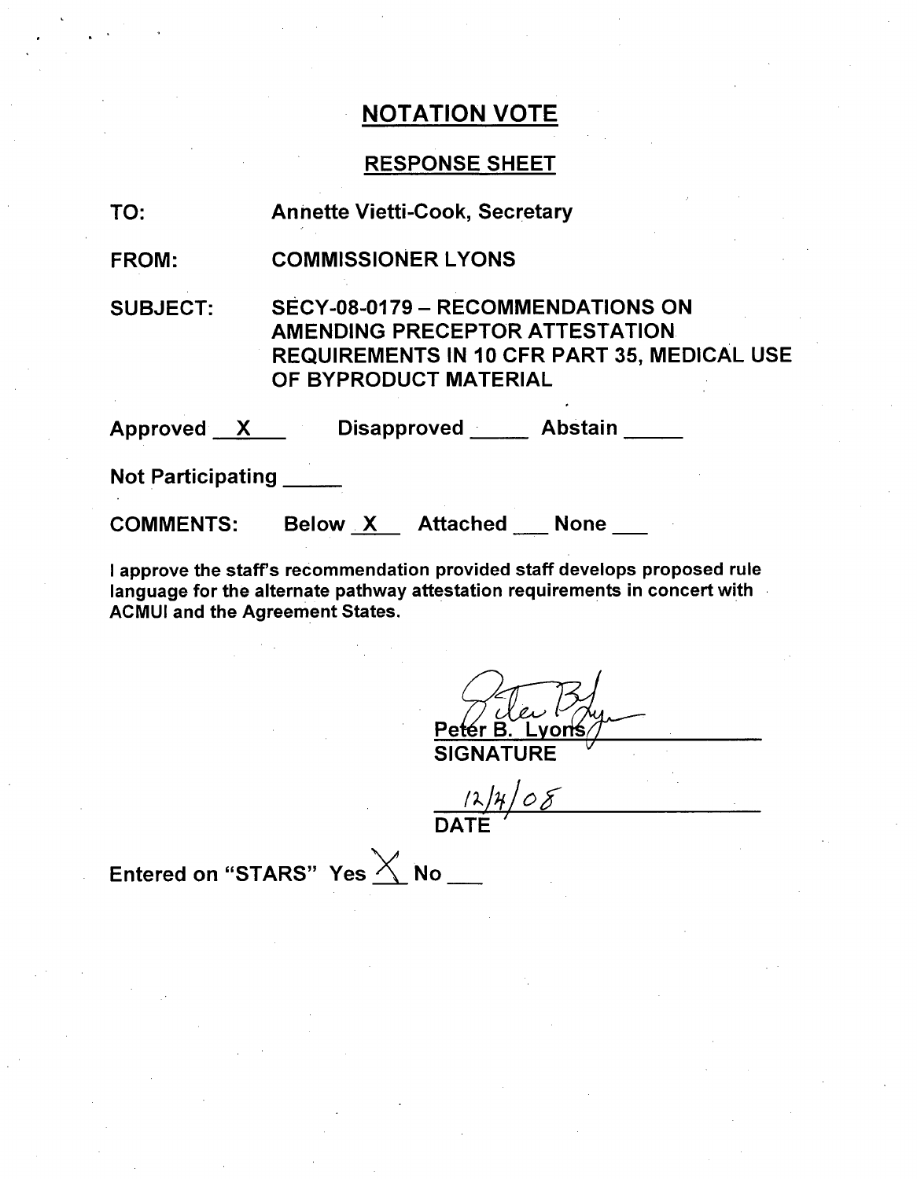# NOTATION VOTE

## RESPONSE SHEET

TO: Annette Vietti-Cook, Secretary

FROM: COMMISSIONER LYONS

SUBJECT: SECY-08-0179 – RECOMMENDATIONS ON AMENDING PRECEPTOR ATTESTATION REQUIREMENTS IN 10 CFR PART 35, MEDICAL USE OF BYPRODUCT MATERIAL

Approved X Disapproved ____ Abstain ____

Not Participating ____

COMMENTS: Below X Attached ___ None ___

I approve the staff's recommendation provided staff develops proposed rule language for the alternate pathway attestation requirements in concert with ACMUI and the Agreement States.

Peter B. Lyons
SIGNATURE

12/4/08
DATE

Entered on "STARS" Yes X No ___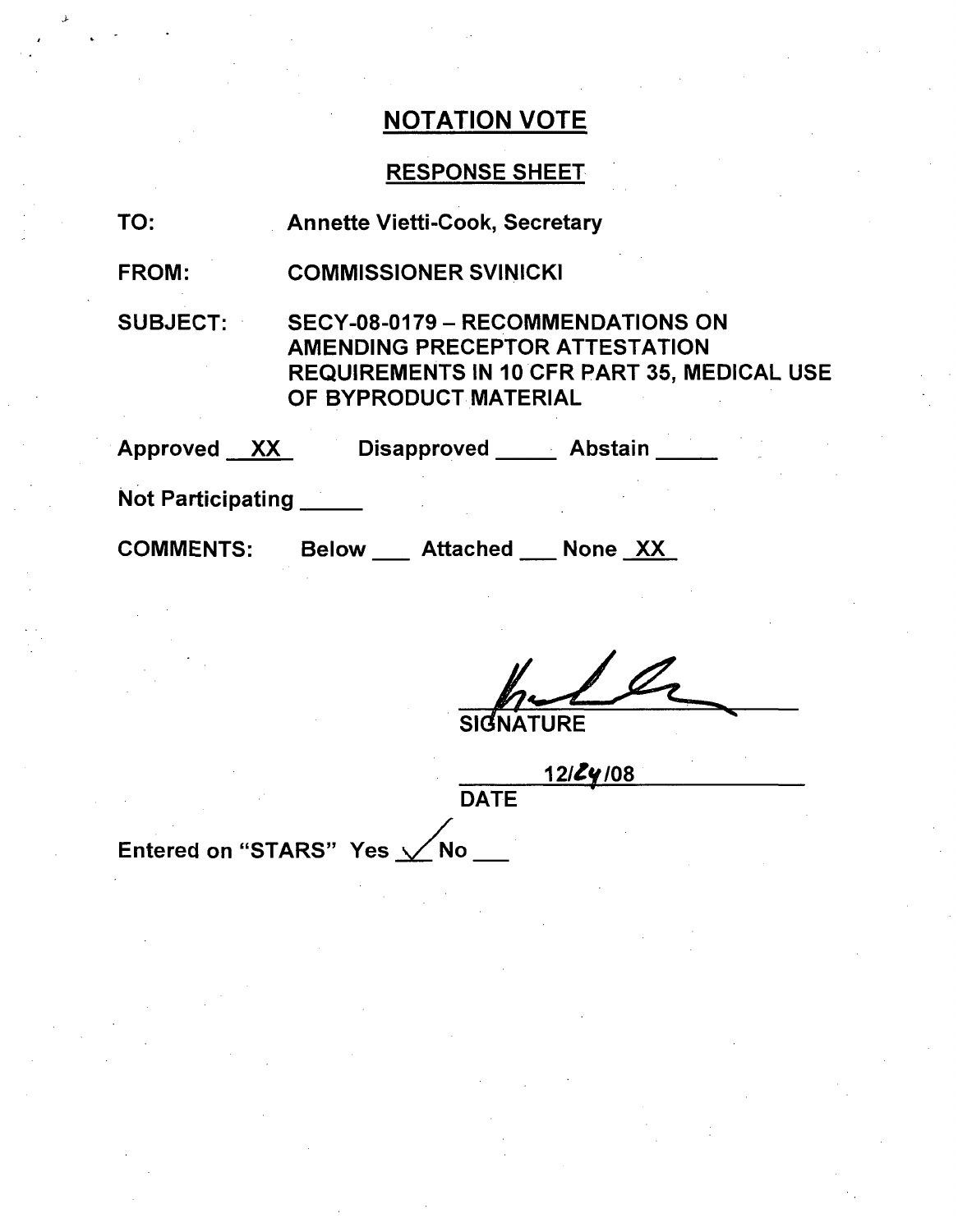# NOTATION VOTE

## RESPONSE SHEET

TO: Annette Vietti-Cook, Secretary

FROM: COMMISSIONER SVINICKI

SUBJECT: SECY-08-0179 – RECOMMENDATIONS ON AMENDING PRECEPTOR ATTESTATION REQUIREMENTS IN 10 CFR PART 35, MEDICAL USE OF BYPRODUCT MATERIAL

Approved XX Disapproved ___ Abstain ___

Not Participating ___

COMMENTS: Below ___ Attached ___ None XX

SIGNATURE

12/24/08

DATE

Entered on "STARS" Yes ✓ No ___